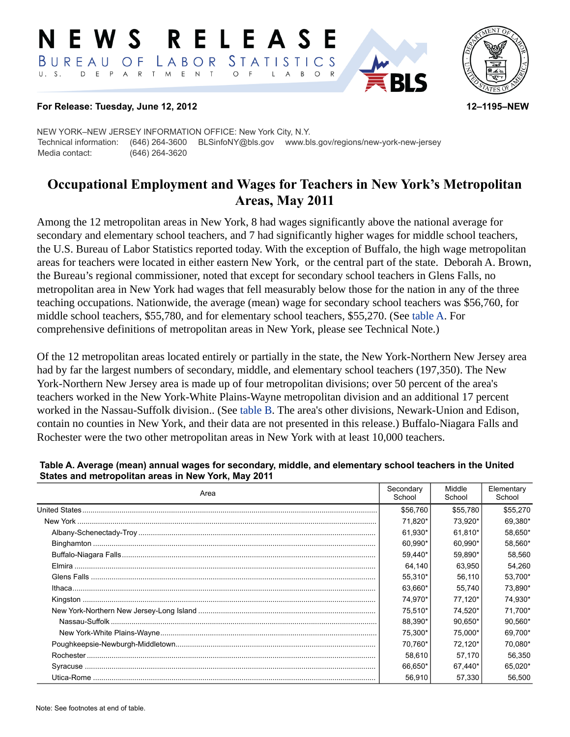# NEWS RELEASE

BUREAU OF LABOR STATISTICS

U. S. DEPARTMENT OF LABOR

**For Release: Tuesday, June 12, 2012** **12–1195–NEW**

NEW YORK–NEW JERSEY INFORMATION OFFICE: New York City, N.Y.

Technical information: (646) 264-3600 BLSinfoNY@bls.gov www.bls.gov/regions/new-york-new-jersey

Media contact: (646) 264-3620

## Occupational Employment and Wages for Teachers in New York's Metropolitan Areas, May 2011

Among the 12 metropolitan areas in New York, 8 had wages significantly above the national average for secondary and elementary school teachers, and 7 had significantly higher wages for middle school teachers, the U.S. Bureau of Labor Statistics reported today. With the exception of Buffalo, the high wage metropolitan areas for teachers were located in either eastern New York, or the central part of the state. Deborah A. Brown, the Bureau's regional commissioner, noted that except for secondary school teachers in Glens Falls, no metropolitan area in New York had wages that fell measurably below those for the nation in any of the three teaching occupations. Nationwide, the average (mean) wage for secondary school teachers was $56,760, for middle school teachers, $55,780, and for elementary school teachers, $55,270. (See table A. For comprehensive definitions of metropolitan areas in New York, please see Technical Note.)

Of the 12 metropolitan areas located entirely or partially in the state, the New York-Northern New Jersey area had by far the largest numbers of secondary, middle, and elementary school teachers (197,350). The New York-Northern New Jersey area is made up of four metropolitan divisions; over 50 percent of the area's teachers worked in the New York-White Plains-Wayne metropolitan division and an additional 17 percent worked in the Nassau-Suffolk division.. (See table B. The area's other divisions, Newark-Union and Edison, contain no counties in New York, and their data are not presented in this release.) Buffalo-Niagara Falls and Rochester were the two other metropolitan areas in New York with at least 10,000 teachers.

**Table A. Average (mean) annual wages for secondary, middle, and elementary school teachers in the United States and metropolitan areas in New York, May 2011**

| Area | Secondary School | Middle School | Elementary School |
|---|---|---|---|
| United States | $56,760 | $55,780 | $55,270 |
| New York | 71,820* | 73,920* | 69,380* |
| Albany-Schenectady-Troy | 61,930* | 61,810* | 58,650* |
| Binghamton | 60,990* | 60,990* | 58,560* |
| Buffalo-Niagara Falls | 59,440* | 59,890* | 58,560 |
| Elmira | 64,140 | 63,950 | 54,260 |
| Glens Falls | 55,310* | 56,110 | 53,700* |
| Ithaca | 63,660* | 55,740 | 73,890* |
| Kingston | 74,970* | 77,120* | 74,930* |
| New York-Northern New Jersey-Long Island | 75,510* | 74,520* | 71,700* |
| Nassau-Suffolk | 88,390* | 90,650* | 90,560* |
| New York-White Plains-Wayne | 75,300* | 75,000* | 69,700* |
| Poughkeepsie-Newburgh-Middletown | 70,760* | 72,120* | 70,080* |
| Rochester | 58,610 | 57,170 | 56,350 |
| Syracuse | 66,650* | 67,440* | 65,020* |
| Utica-Rome | 56,910 | 57,330 | 56,500 |

Note: See footnotes at end of table.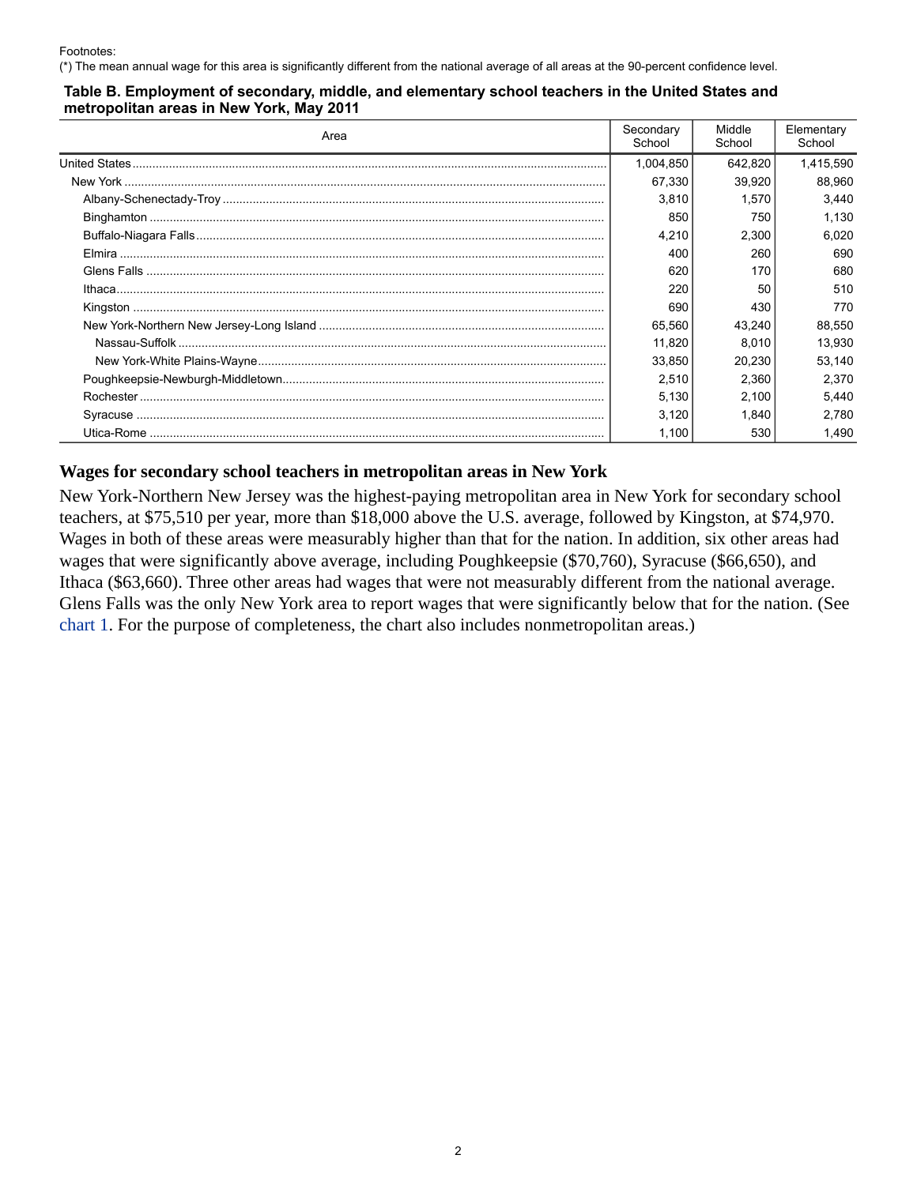Footnotes:
(*) The mean annual wage for this area is significantly different from the national average of all areas at the 90-percent confidence level.

**Table B. Employment of secondary, middle, and elementary school teachers in the United States and metropolitan areas in New York, May 2011**

| Area | Secondary School | Middle School | Elementary School |
|---|---|---|---|
| United States | 1,004,850 | 642,820 | 1,415,590 |
| New York | 67,330 | 39,920 | 88,960 |
| Albany-Schenectady-Troy | 3,810 | 1,570 | 3,440 |
| Binghamton | 850 | 750 | 1,130 |
| Buffalo-Niagara Falls | 4,210 | 2,300 | 6,020 |
| Elmira | 400 | 260 | 690 |
| Glens Falls | 620 | 170 | 680 |
| Ithaca | 220 | 50 | 510 |
| Kingston | 690 | 430 | 770 |
| New York-Northern New Jersey-Long Island | 65,560 | 43,240 | 88,550 |
| Nassau-Suffolk | 11,820 | 8,010 | 13,930 |
| New York-White Plains-Wayne | 33,850 | 20,230 | 53,140 |
| Poughkeepsie-Newburgh-Middletown | 2,510 | 2,360 | 2,370 |
| Rochester | 5,130 | 2,100 | 5,440 |
| Syracuse | 3,120 | 1,840 | 2,780 |
| Utica-Rome | 1,100 | 530 | 1,490 |

## Wages for secondary school teachers in metropolitan areas in New York

New York-Northern New Jersey was the highest-paying metropolitan area in New York for secondary school teachers, at $75,510 per year, more than $18,000 above the U.S. average, followed by Kingston, at $74,970. Wages in both of these areas were measurably higher than that for the nation. In addition, six other areas had wages that were significantly above average, including Poughkeepsie ($70,760), Syracuse ($66,650), and Ithaca ($63,660). Three other areas had wages that were not measurably different from the national average. Glens Falls was the only New York area to report wages that were significantly below that for the nation. (See chart 1. For the purpose of completeness, the chart also includes nonmetropolitan areas.)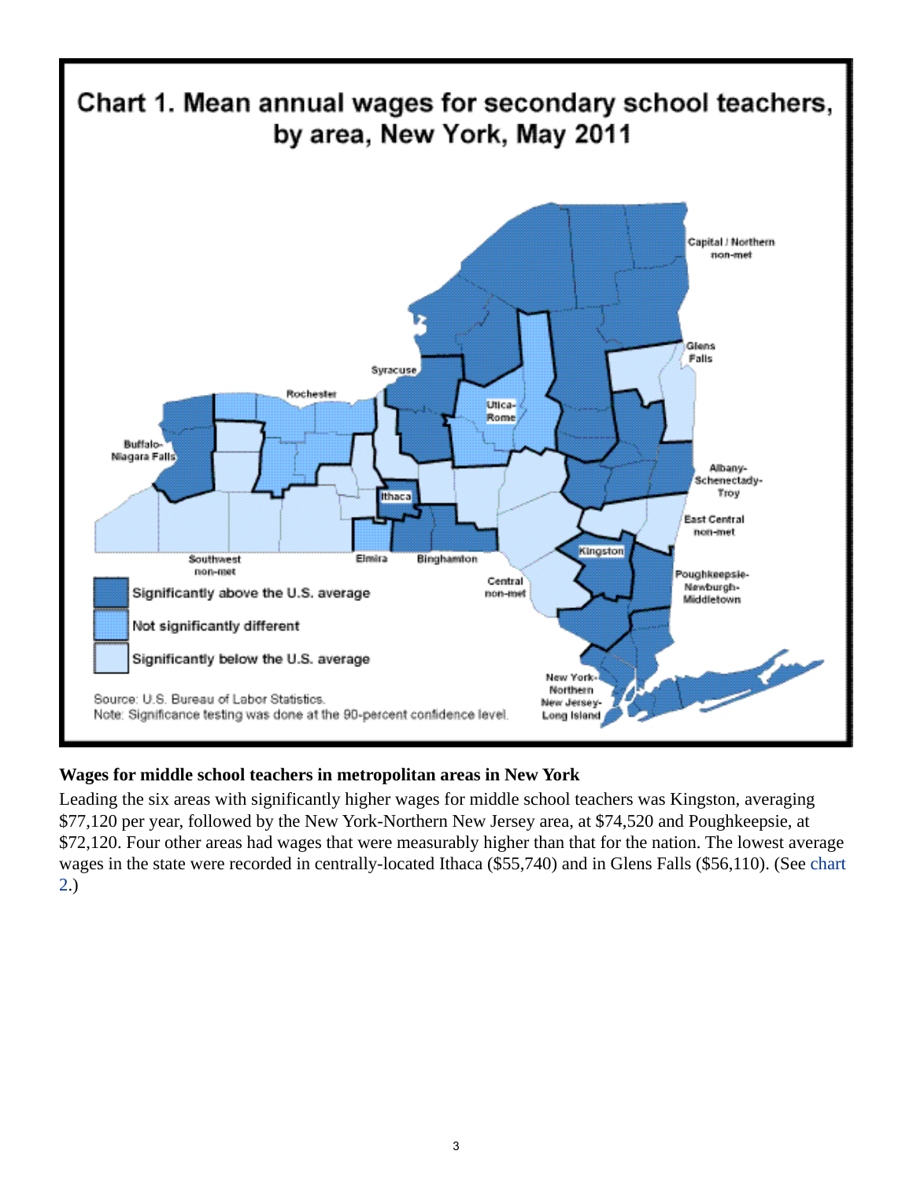## Chart 1. Mean annual wages for secondary school teachers, by area, New York, May 2011

Source: U.S. Bureau of Labor Statistics.
Note: Significance testing was done at the 90-percent confidence level.

### Wages for middle school teachers in metropolitan areas in New York

Leading the six areas with significantly higher wages for middle school teachers was Kingston, averaging $77,120 per year, followed by the New York-Northern New Jersey area, at $74,520 and Poughkeepsie, at $72,120. Four other areas had wages that were measurably higher than that for the nation. The lowest average wages in the state were recorded in centrally-located Ithaca ($55,740) and in Glens Falls ($56,110). (See chart 2.)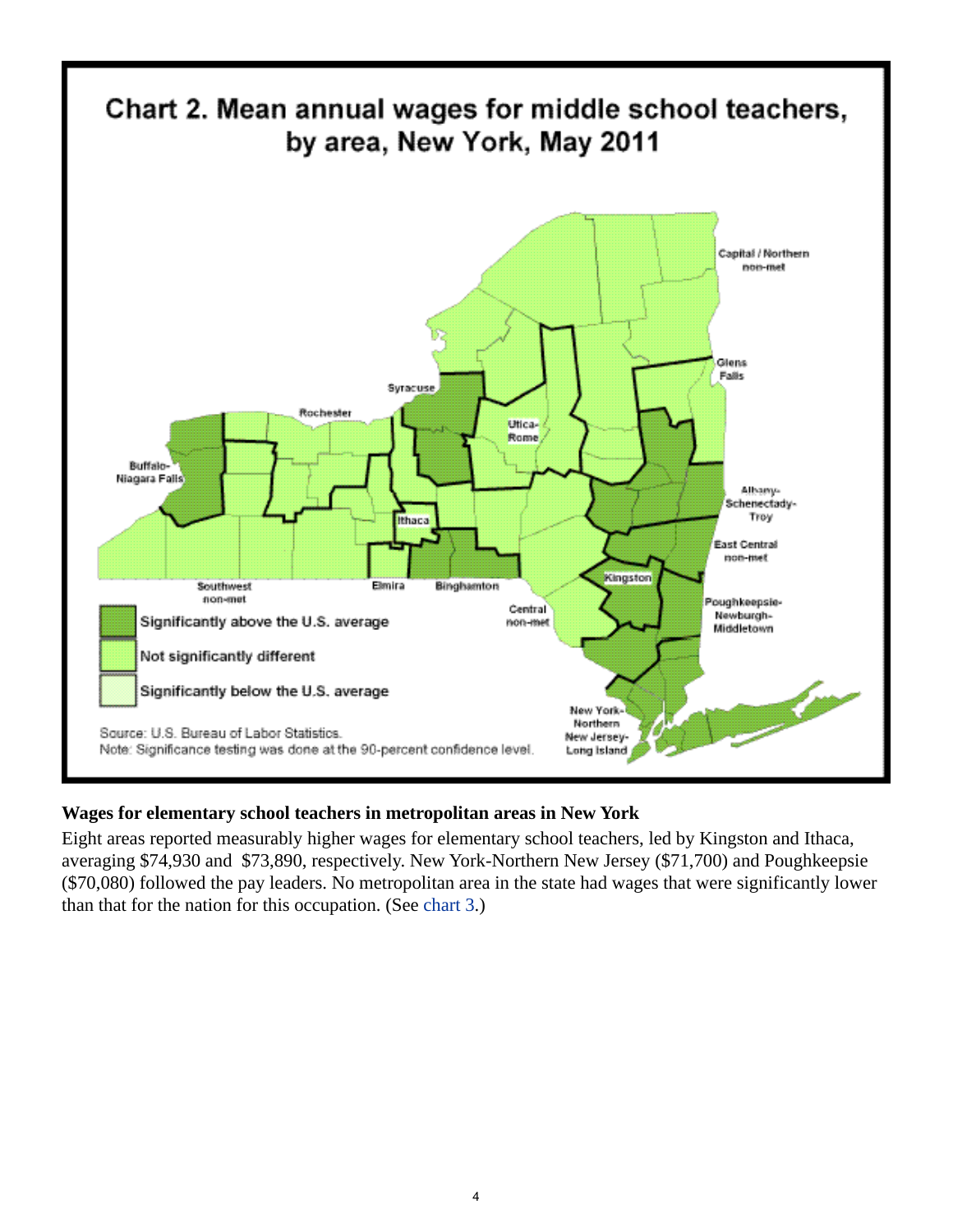Chart 2. Mean annual wages for middle school teachers, by area, New York, May 2011

Source: U.S. Bureau of Labor Statistics.
Note: Significance testing was done at the 90-percent confidence level.

**Wages for elementary school teachers in metropolitan areas in New York**

Eight areas reported measurably higher wages for elementary school teachers, led by Kingston and Ithaca, averaging $74,930 and $73,890, respectively. New York-Northern New Jersey ($71,700) and Poughkeepsie ($70,080) followed the pay leaders. No metropolitan area in the state had wages that were significantly lower than that for the nation for this occupation. (See chart 3.)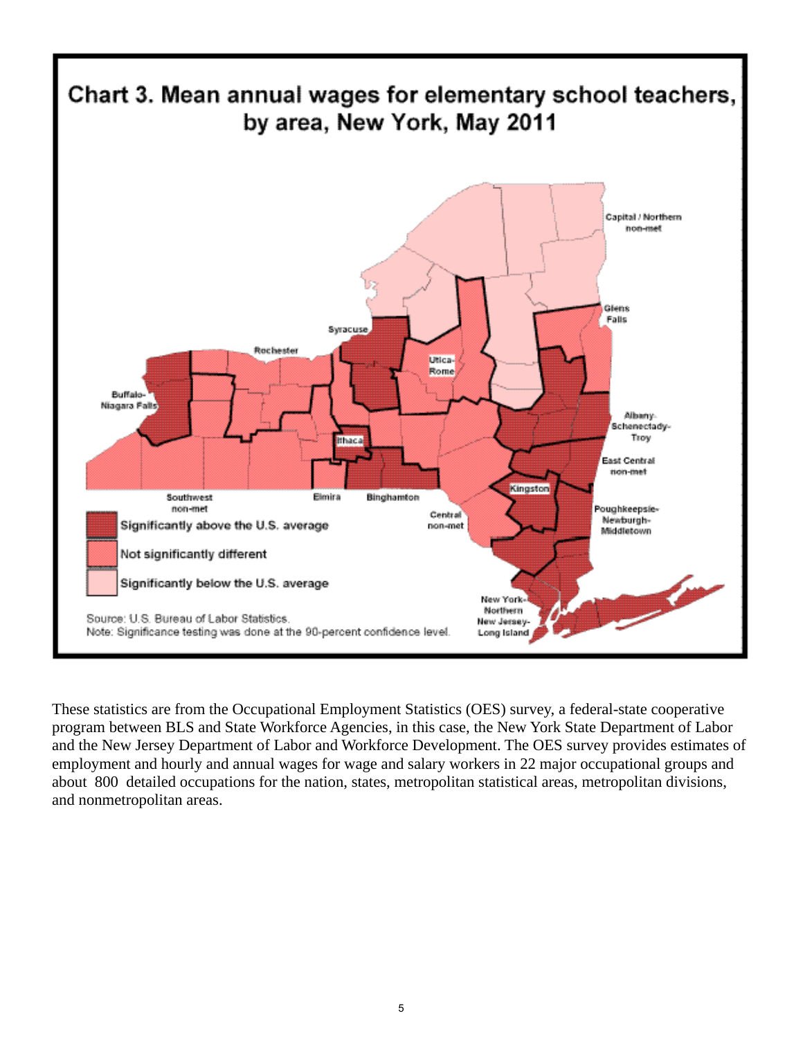## Chart 3. Mean annual wages for elementary school teachers, by area, New York, May 2011

Capital / Northern non-met

Glens Falls

Syracuse

Utica-Rome

Rochester

Buffalo-Niagara Falls

Albany-Schenectady-Troy

Ithaca

East Central non-met

Kingston

Southwest non-met

Elmira

Binghamton

Central non-met

Poughkeepsie-Newburgh-Middletown

New York-Northern New Jersey-Long Island

- Significantly above the U.S. average
- Not significantly different
- Significantly below the U.S. average

Source: U.S. Bureau of Labor Statistics.
Note: Significance testing was done at the 90-percent confidence level.

These statistics are from the Occupational Employment Statistics (OES) survey, a federal-state cooperative program between BLS and State Workforce Agencies, in this case, the New York State Department of Labor and the New Jersey Department of Labor and Workforce Development. The OES survey provides estimates of employment and hourly and annual wages for wage and salary workers in 22 major occupational groups and about 800 detailed occupations for the nation, states, metropolitan statistical areas, metropolitan divisions, and nonmetropolitan areas.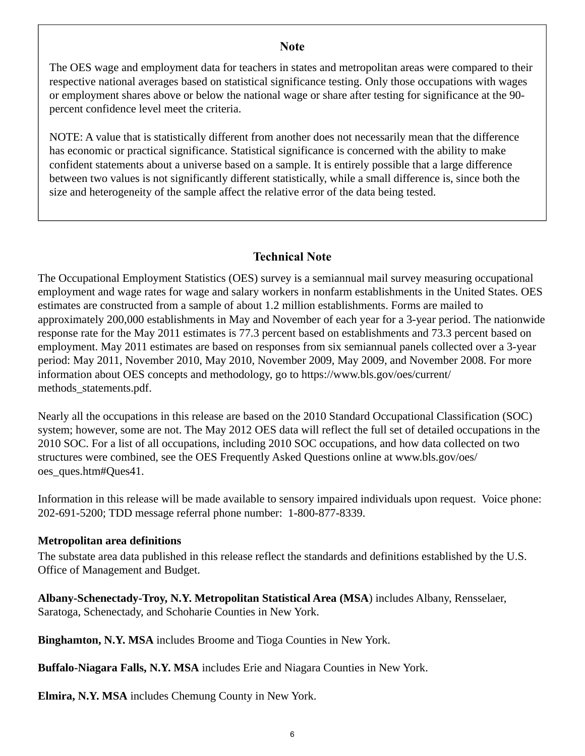## Note

The OES wage and employment data for teachers in states and metropolitan areas were compared to their respective national averages based on statistical significance testing. Only those occupations with wages or employment shares above or below the national wage or share after testing for significance at the 90-percent confidence level meet the criteria.

NOTE: A value that is statistically different from another does not necessarily mean that the difference has economic or practical significance. Statistical significance is concerned with the ability to make confident statements about a universe based on a sample. It is entirely possible that a large difference between two values is not significantly different statistically, while a small difference is, since both the size and heterogeneity of the sample affect the relative error of the data being tested.

## Technical Note

The Occupational Employment Statistics (OES) survey is a semiannual mail survey measuring occupational employment and wage rates for wage and salary workers in nonfarm establishments in the United States. OES estimates are constructed from a sample of about 1.2 million establishments. Forms are mailed to approximately 200,000 establishments in May and November of each year for a 3-year period. The nationwide response rate for the May 2011 estimates is 77.3 percent based on establishments and 73.3 percent based on employment. May 2011 estimates are based on responses from six semiannual panels collected over a 3-year period: May 2011, November 2010, May 2010, November 2009, May 2009, and November 2008. For more information about OES concepts and methodology, go to https://www.bls.gov/oes/current/methods_statements.pdf.

Nearly all the occupations in this release are based on the 2010 Standard Occupational Classification (SOC) system; however, some are not. The May 2012 OES data will reflect the full set of detailed occupations in the 2010 SOC. For a list of all occupations, including 2010 SOC occupations, and how data collected on two structures were combined, see the OES Frequently Asked Questions online at www.bls.gov/oes/oes_ques.htm#Ques41.

Information in this release will be made available to sensory impaired individuals upon request. Voice phone: 202-691-5200; TDD message referral phone number: 1-800-877-8339.

### Metropolitan area definitions

The substate area data published in this release reflect the standards and definitions established by the U.S. Office of Management and Budget.

**Albany-Schenectady-Troy, N.Y. Metropolitan Statistical Area (MSA**) includes Albany, Rensselaer, Saratoga, Schenectady, and Schoharie Counties in New York.

**Binghamton, N.Y. MSA** includes Broome and Tioga Counties in New York.

**Buffalo-Niagara Falls, N.Y. MSA** includes Erie and Niagara Counties in New York.

**Elmira, N.Y. MSA** includes Chemung County in New York.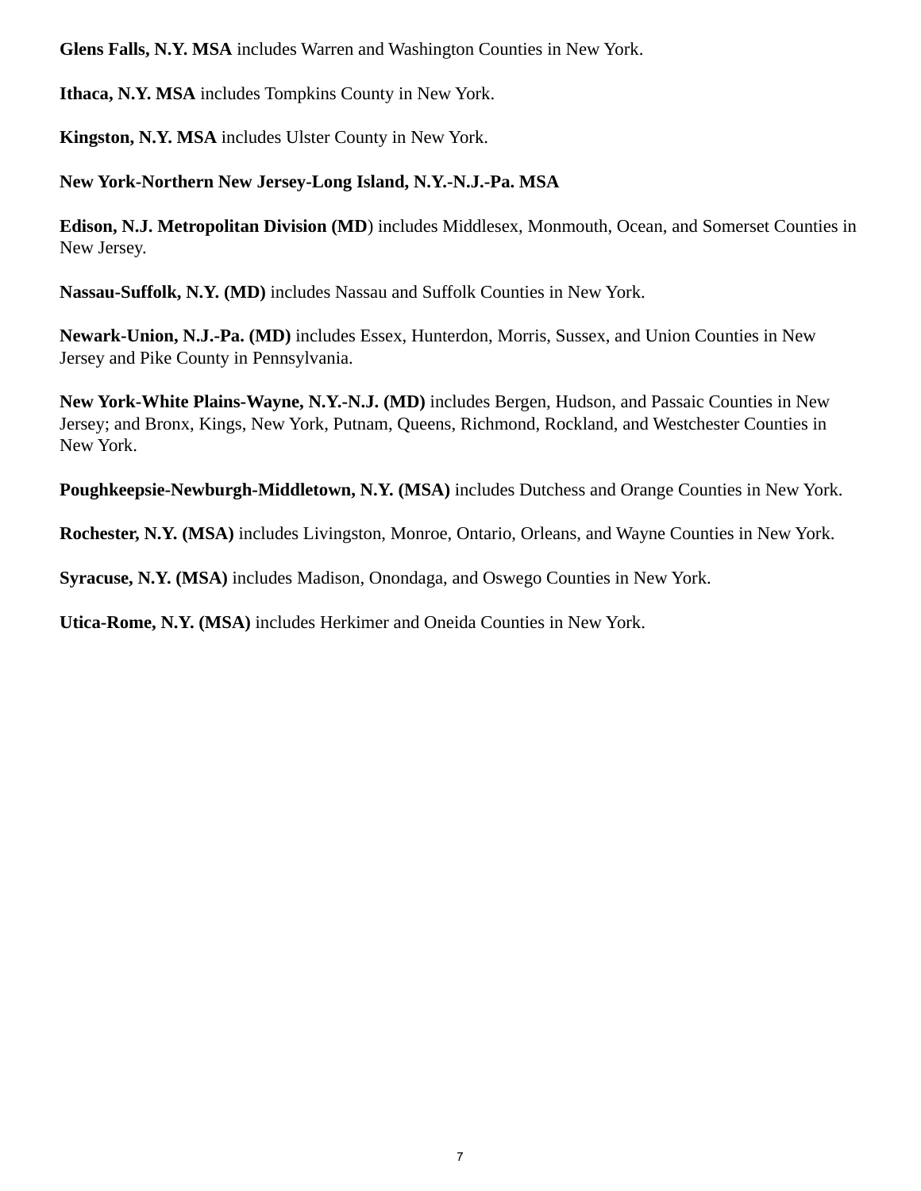**Glens Falls, N.Y. MSA** includes Warren and Washington Counties in New York.

**Ithaca, N.Y. MSA** includes Tompkins County in New York.

**Kingston, N.Y. MSA** includes Ulster County in New York.

**New York-Northern New Jersey-Long Island, N.Y.-N.J.-Pa. MSA**

**Edison, N.J. Metropolitan Division (MD**) includes Middlesex, Monmouth, Ocean, and Somerset Counties in New Jersey.

**Nassau-Suffolk, N.Y. (MD)** includes Nassau and Suffolk Counties in New York.

**Newark-Union, N.J.-Pa. (MD)** includes Essex, Hunterdon, Morris, Sussex, and Union Counties in New Jersey and Pike County in Pennsylvania.

**New York-White Plains-Wayne, N.Y.-N.J. (MD)** includes Bergen, Hudson, and Passaic Counties in New Jersey; and Bronx, Kings, New York, Putnam, Queens, Richmond, Rockland, and Westchester Counties in New York.

**Poughkeepsie-Newburgh-Middletown, N.Y. (MSA)** includes Dutchess and Orange Counties in New York.

**Rochester, N.Y. (MSA)** includes Livingston, Monroe, Ontario, Orleans, and Wayne Counties in New York.

**Syracuse, N.Y. (MSA)** includes Madison, Onondaga, and Oswego Counties in New York.

**Utica-Rome, N.Y. (MSA)** includes Herkimer and Oneida Counties in New York.